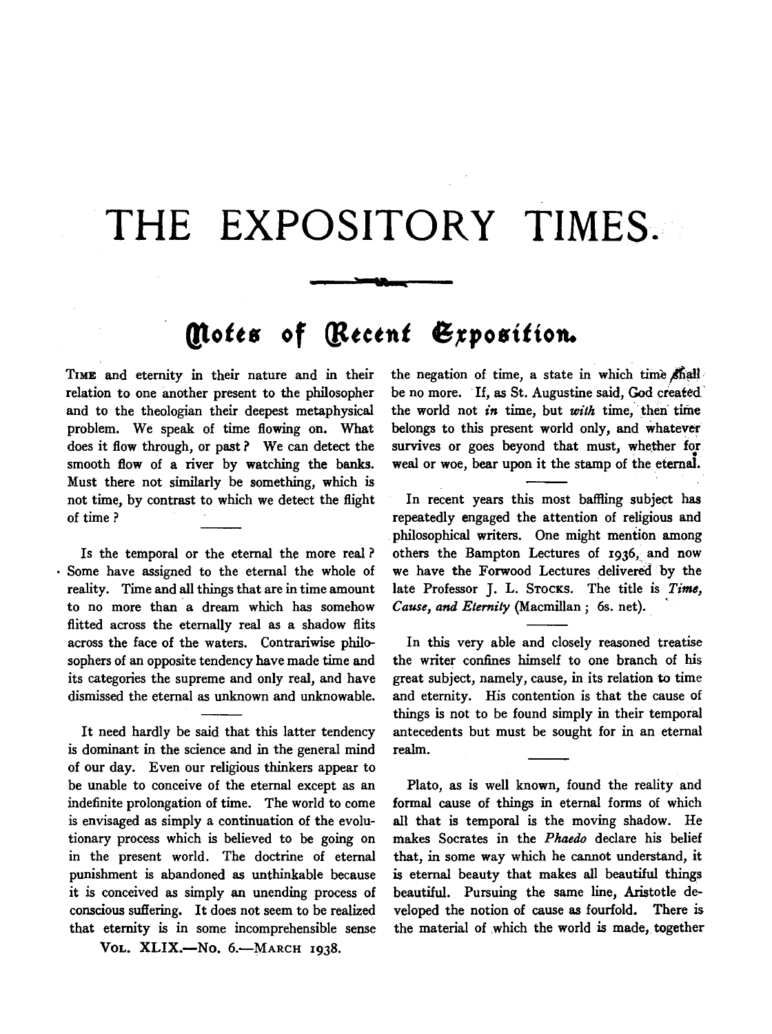# THE EXPOSITORY TIMES.

## Notes of Recent Exposition.

TIME and eternity in their nature and in their relation to one another present to the philosopher and to the theologian their deepest metaphysical problem. We speak of time flowing on. What does it flow through, or past? We can detect the smooth flow of a river by watching the banks. Must there not similarly be something, which is not time, by contrast to which we detect the flight of time?

Is the temporal or the eternal the more real? Some have assigned to the eternal the whole of reality. Time and all things that are in time amount to no more than a dream which has somehow flitted across the eternally real as a shadow flits across the face of the waters. Contrariwise philosophers of an opposite tendency have made time and its categories the supreme and only real, and have dismissed the eternal as unknown and unknowable.

It need hardly be said that this latter tendency is dominant in the science and in the general mind of our day. Even our religious thinkers appear to be unable to conceive of the eternal except as an indefinite prolongation of time. The world to come is envisaged as simply a continuation of the evolutionary process which is believed to be going on in the present world. The doctrine of eternal punishment is abandoned as unthinkable because it is conceived as simply an unending process of conscious suffering. It does not seem to be realized that eternity is in some incomprehensible sense the negation of time, a state in which time shall be no more. If, as St. Augustine said, God created the world not *in* time, but *with* time, then time belongs to this present world only, and whatever survives or goes beyond that must, whether for weal or woe, bear upon it the stamp of the eternal.

In recent years this most baffling subject has repeatedly engaged the attention of religious and philosophical writers. One might mention among others the Bampton Lectures of 1936, and now we have the Forwood Lectures delivered by the late Professor J. L. STOCKS. The title is *Time, Cause, and Eternity* (Macmillan; 6s. net).

In this very able and closely reasoned treatise the writer confines himself to one branch of his great subject, namely, cause, in its relation to time and eternity. His contention is that the cause of things is not to be found simply in their temporal antecedents but must be sought for in an eternal realm.

Plato, as is well known, found the reality and formal cause of things in eternal forms of which all that is temporal is the moving shadow. He makes Socrates in the *Phaedo* declare his belief that, in some way which he cannot understand, it is eternal beauty that makes all beautiful things beautiful. Pursuing the same line, Aristotle developed the notion of cause as fourfold. There is the material of which the world is made, together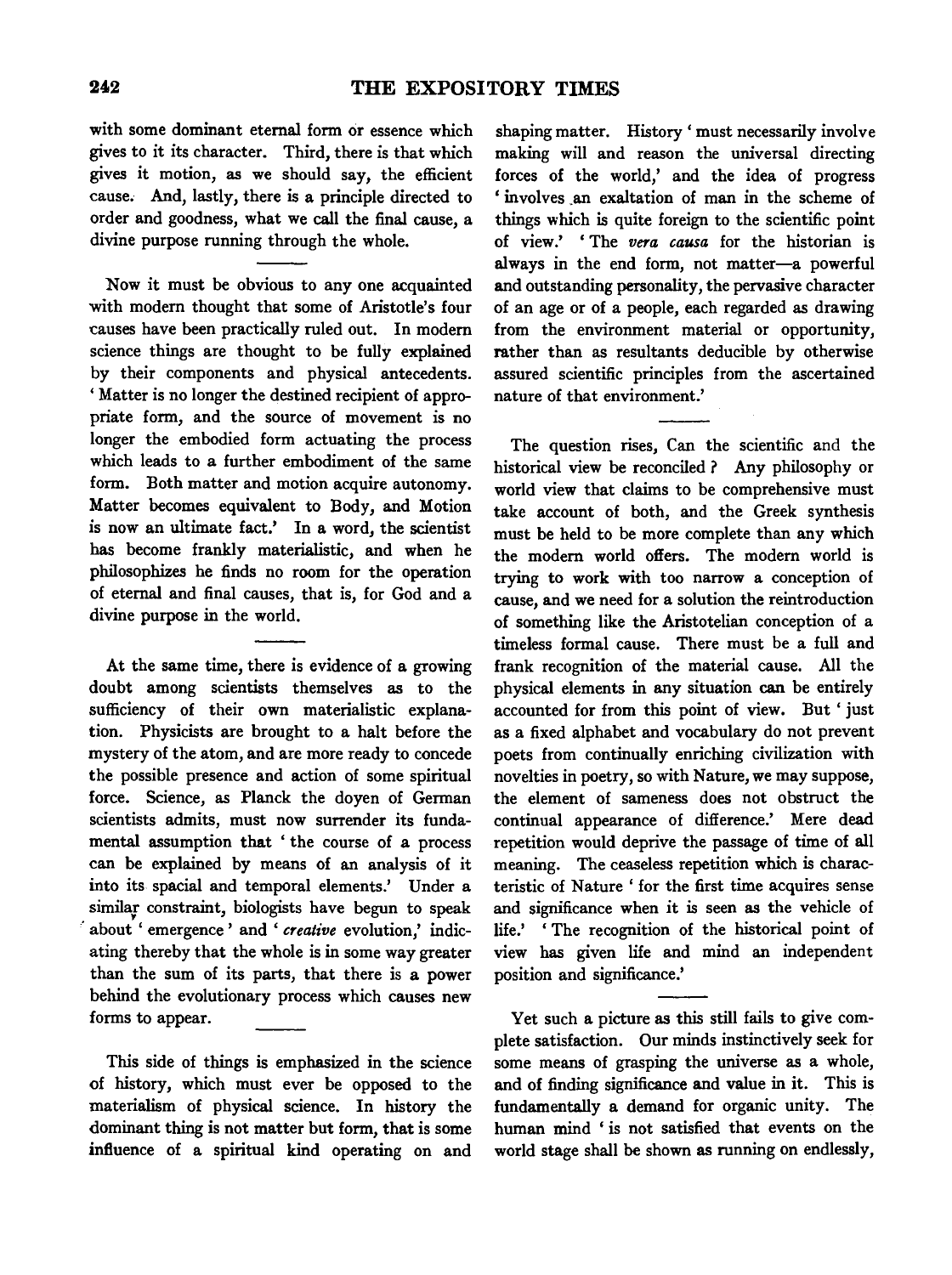with some dominant eternal form or essence which gives to it its character. Third, there is that which gives it motion, as we should say, the efficient cause. And, lastly, there is a principle directed to order and goodness, what we call the final cause, a divine purpose running through the whole.

Now it must be obvious to any one acquainted with modern thought that some of Aristotle's four causes have been practically ruled out. In modern science things are thought to be fully explained by their components and physical antecedents. 'Matter is no longer the destined recipient of appropriate form, and the source of movement is no longer the embodied form actuating the process which leads to a further embodiment of the same form. Both matter and motion acquire autonomy. Matter becomes equivalent to Body, and Motion is now an ultimate fact.' In a word, the scientist has become frankly materialistic, and when he philosophizes he finds no room for the operation of eternal and final causes, that is, for God and a divine purpose in the world.

At the same time, there is evidence of a growing doubt among scientists themselves as to the sufficiency of their own materialistic explanation. Physicists are brought to a halt before the mystery of the atom, and are more ready to concede the possible presence and action of some spiritual force. Science, as Planck the doyen of German scientists admits, must now surrender its fundamental assumption that 'the course of a process can be explained by means of an analysis of it into its spacial and temporal elements.' Under a similar constraint, biologists have begun to speak about 'emergence' and '*creative* evolution,' indicating thereby that the whole is in some way greater than the sum of its parts, that there is a power behind the evolutionary process which causes new forms to appear.

This side of things is emphasized in the science of history, which must ever be opposed to the materialism of physical science. In history the dominant thing is not matter but form, that is some influence of a spiritual kind operating on and shaping matter. History 'must necessarily involve making will and reason the universal directing forces of the world,' and the idea of progress 'involves an exaltation of man in the scheme of things which is quite foreign to the scientific point of view.' 'The *vera causa* for the historian is always in the end form, not matter—a powerful and outstanding personality, the pervasive character of an age or of a people, each regarded as drawing from the environment material or opportunity, rather than as resultants deducible by otherwise assured scientific principles from the ascertained nature of that environment.'

The question rises, Can the scientific and the historical view be reconciled? Any philosophy or world view that claims to be comprehensive must take account of both, and the Greek synthesis must be held to be more complete than any which the modern world offers. The modern world is trying to work with too narrow a conception of cause, and we need for a solution the reintroduction of something like the Aristotelian conception of a timeless formal cause. There must be a full and frank recognition of the material cause. All the physical elements in any situation can be entirely accounted for from this point of view. But 'just as a fixed alphabet and vocabulary do not prevent poets from continually enriching civilization with novelties in poetry, so with Nature, we may suppose, the element of sameness does not obstruct the continual appearance of difference.' Mere dead repetition would deprive the passage of time of all meaning. The ceaseless repetition which is characteristic of Nature 'for the first time acquires sense and significance when it is seen as the vehicle of life.' 'The recognition of the historical point of view has given life and mind an independent position and significance.'

Yet such a picture as this still fails to give complete satisfaction. Our minds instinctively seek for some means of grasping the universe as a whole, and of finding significance and value in it. This is fundamentally a demand for organic unity. The human mind 'is not satisfied that events on the world stage shall be shown as running on endlessly,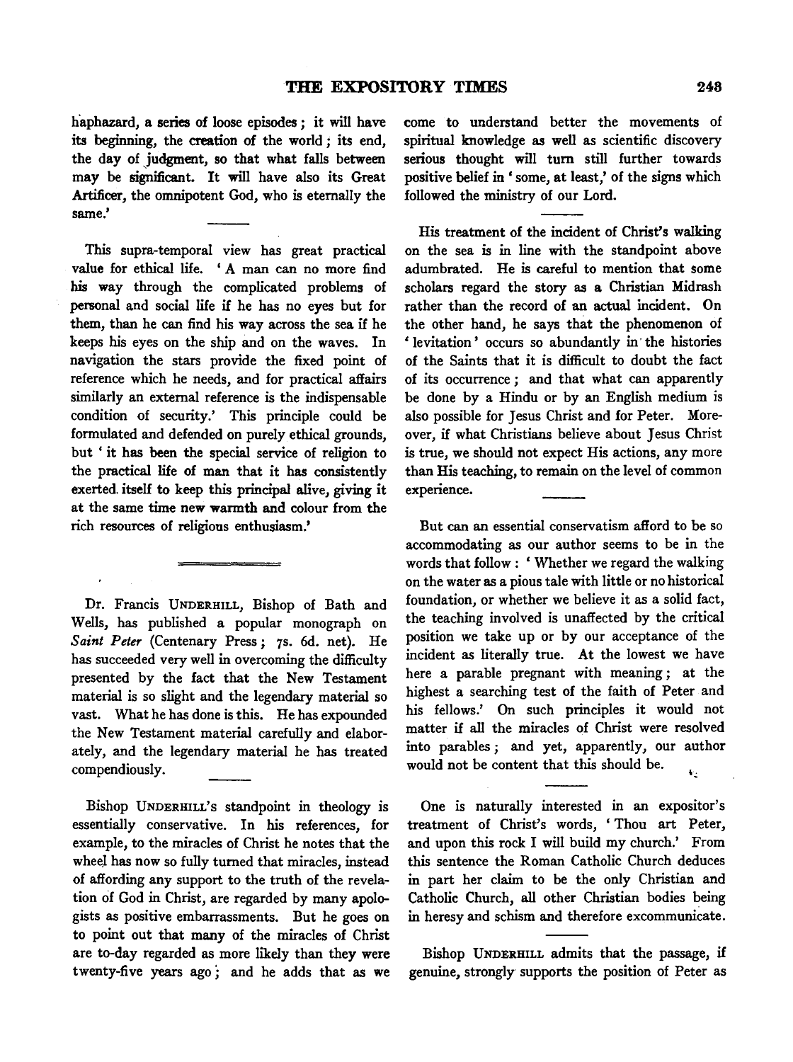haphazard, a series of loose episodes; it will have its beginning, the creation of the world; its end, the day of judgment, so that what falls between may be significant. It will have also its Great Artificer, the omnipotent God, who is eternally the same.'

This supra-temporal view has great practical value for ethical life. 'A man can no more find his way through the complicated problems of personal and social life if he has no eyes but for them, than he can find his way across the sea if he keeps his eyes on the ship and on the waves. In navigation the stars provide the fixed point of reference which he needs, and for practical affairs similarly an external reference is the indispensable condition of security.' This principle could be formulated and defended on purely ethical grounds, but 'it has been the special service of religion to the practical life of man that it has consistently exerted itself to keep this principal alive, giving it at the same time new warmth and colour from the rich resources of religious enthusiasm.'

---

Dr. Francis UNDERHILL, Bishop of Bath and Wells, has published a popular monograph on *Saint Peter* (Centenary Press; 7s. 6d. net). He has succeeded very well in overcoming the difficulty presented by the fact that the New Testament material is so slight and the legendary material so vast. What he has done is this. He has expounded the New Testament material carefully and elaborately, and the legendary material he has treated compendiously.

Bishop UNDERHILL's standpoint in theology is essentially conservative. In his references, for example, to the miracles of Christ he notes that the wheel has now so fully turned that miracles, instead of affording any support to the truth of the revelation of God in Christ, are regarded by many apologists as positive embarrassments. But he goes on to point out that many of the miracles of Christ are to-day regarded as more likely than they were twenty-five years ago; and he adds that as we come to understand better the movements of spiritual knowledge as well as scientific discovery serious thought will turn still further towards positive belief in 'some, at least,' of the signs which followed the ministry of our Lord.

His treatment of the incident of Christ's walking on the sea is in line with the standpoint above adumbrated. He is careful to mention that some scholars regard the story as a Christian Midrash rather than the record of an actual incident. On the other hand, he says that the phenomenon of 'levitation' occurs so abundantly in the histories of the Saints that it is difficult to doubt the fact of its occurrence; and that what can apparently be done by a Hindu or by an English medium is also possible for Jesus Christ and for Peter. Moreover, if what Christians believe about Jesus Christ is true, we should not expect His actions, any more than His teaching, to remain on the level of common experience.

But can an essential conservatism afford to be so accommodating as our author seems to be in the words that follow: 'Whether we regard the walking on the water as a pious tale with little or no historical foundation, or whether we believe it as a solid fact, the teaching involved is unaffected by the critical position we take up or by our acceptance of the incident as literally true. At the lowest we have here a parable pregnant with meaning; at the highest a searching test of the faith of Peter and his fellows.' On such principles it would not matter if all the miracles of Christ were resolved into parables; and yet, apparently, our author would not be content that this should be.

One is naturally interested in an expositor's treatment of Christ's words, 'Thou art Peter, and upon this rock I will build my church.' From this sentence the Roman Catholic Church deduces in part her claim to be the only Christian and Catholic Church, all other Christian bodies being in heresy and schism and therefore excommunicate.

Bishop UNDERHILL admits that the passage, if genuine, strongly supports the position of Peter as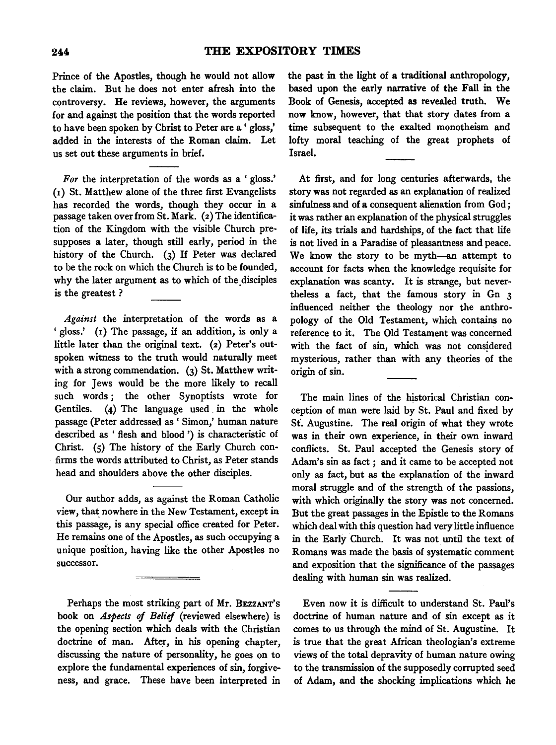Prince of the Apostles, though he would not allow the claim. But he does not enter afresh into the controversy. He reviews, however, the arguments for and against the position that the words reported to have been spoken by Christ to Peter are a 'gloss,' added in the interests of the Roman claim. Let us set out these arguments in brief.

---

*For* the interpretation of the words as a 'gloss.' (1) St. Matthew alone of the three first Evangelists has recorded the words, though they occur in a passage taken over from St. Mark. (2) The identification of the Kingdom with the visible Church presupposes a later, though still early, period in the history of the Church. (3) If Peter was declared to be the rock on which the Church is to be founded, why the later argument as to which of the disciples is the greatest?

---

*Against* the interpretation of the words as a 'gloss.' (1) The passage, if an addition, is only a little later than the original text. (2) Peter's outspoken witness to the truth would naturally meet with a strong commendation. (3) St. Matthew writing for Jews would be the more likely to recall such words; the other Synoptists wrote for Gentiles. (4) The language used in the whole passage (Peter addressed as 'Simon,' human nature described as 'flesh and blood') is characteristic of Christ. (5) The history of the Early Church confirms the words attributed to Christ, as Peter stands head and shoulders above the other disciples.

---

Our author adds, as against the Roman Catholic view, that nowhere in the New Testament, except in this passage, is any special office created for Peter. He remains one of the Apostles, as such occupying a unique position, having like the other Apostles no successor.

---

Perhaps the most striking part of Mr. Bezzant's book on *Aspects of Belief* (reviewed elsewhere) is the opening section which deals with the Christian doctrine of man. After, in his opening chapter, discussing the nature of personality, he goes on to explore the fundamental experiences of sin, forgiveness, and grace. These have been interpreted in the past in the light of a traditional anthropology, based upon the early narrative of the Fall in the Book of Genesis, accepted as revealed truth. We now know, however, that that story dates from a time subsequent to the exalted monotheism and lofty moral teaching of the great prophets of Israel.

---

At first, and for long centuries afterwards, the story was not regarded as an explanation of realized sinfulness and of a consequent alienation from God; it was rather an explanation of the physical struggles of life, its trials and hardships, of the fact that life is not lived in a Paradise of pleasantness and peace. We know the story to be myth—an attempt to account for facts when the knowledge requisite for explanation was scanty. It is strange, but nevertheless a fact, that the famous story in Gn 3 influenced neither the theology nor the anthropology of the Old Testament, which contains no reference to it. The Old Testament was concerned with the fact of sin, which was not considered mysterious, rather than with any theories of the origin of sin.

---

The main lines of the historical Christian conception of man were laid by St. Paul and fixed by St. Augustine. The real origin of what they wrote was in their own experience, in their own inward conflicts. St. Paul accepted the Genesis story of Adam's sin as fact; and it came to be accepted not only as fact, but as the explanation of the inward moral struggle and of the strength of the passions, with which originally the story was not concerned. But the great passages in the Epistle to the Romans which deal with this question had very little influence in the Early Church. It was not until the text of Romans was made the basis of systematic comment and exposition that the significance of the passages dealing with human sin was realized.

---

Even now it is difficult to understand St. Paul's doctrine of human nature and of sin except as it comes to us through the mind of St. Augustine. It is true that the great African theologian's extreme views of the total depravity of human nature owing to the transmission of the supposedly corrupted seed of Adam, and the shocking implications which he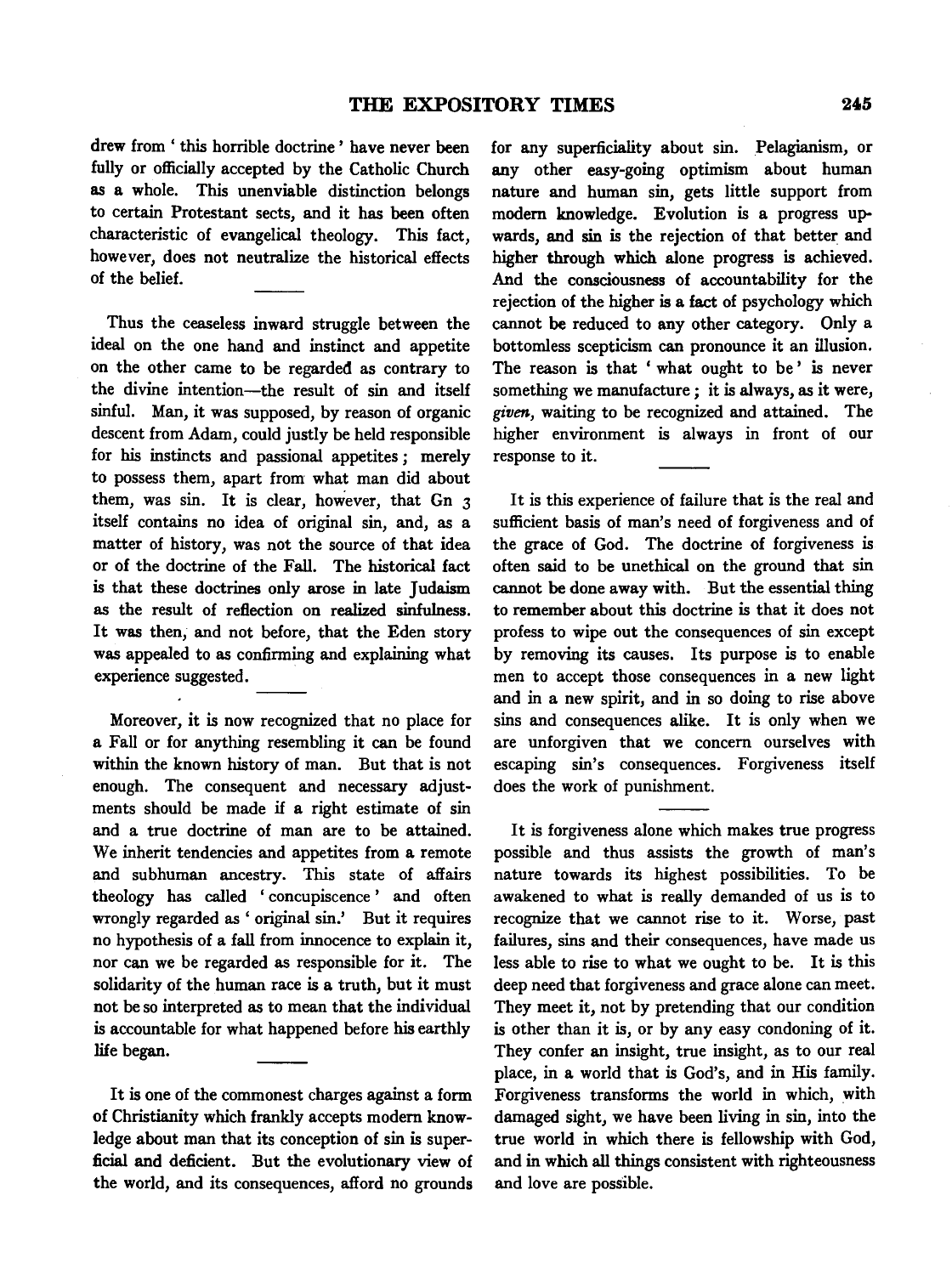drew from 'this horrible doctrine' have never been fully or officially accepted by the Catholic Church as a whole. This unenviable distinction belongs to certain Protestant sects, and it has been often characteristic of evangelical theology. This fact, however, does not neutralize the historical effects of the belief.

Thus the ceaseless inward struggle between the ideal on the one hand and instinct and appetite on the other came to be regarded as contrary to the divine intention—the result of sin and itself sinful. Man, it was supposed, by reason of organic descent from Adam, could justly be held responsible for his instincts and passional appetites; merely to possess them, apart from what man did about them, was sin. It is clear, however, that Gn 3 itself contains no idea of original sin, and, as a matter of history, was not the source of that idea or of the doctrine of the Fall. The historical fact is that these doctrines only arose in late Judaism as the result of reflection on realized sinfulness. It was then, and not before, that the Eden story was appealed to as confirming and explaining what experience suggested.

Moreover, it is now recognized that no place for a Fall or for anything resembling it can be found within the known history of man. But that is not enough. The consequent and necessary adjustments should be made if a right estimate of sin and a true doctrine of man are to be attained. We inherit tendencies and appetites from a remote and subhuman ancestry. This state of affairs theology has called 'concupiscence' and often wrongly regarded as 'original sin.' But it requires no hypothesis of a fall from innocence to explain it, nor can we be regarded as responsible for it. The solidarity of the human race is a truth, but it must not be so interpreted as to mean that the individual is accountable for what happened before his earthly life began.

It is one of the commonest charges against a form of Christianity which frankly accepts modern knowledge about man that its conception of sin is superficial and deficient. But the evolutionary view of the world, and its consequences, afford no grounds for any superficiality about sin. Pelagianism, or any other easy-going optimism about human nature and human sin, gets little support from modern knowledge. Evolution is a progress upwards, and sin is the rejection of that better and higher through which alone progress is achieved. And the consciousness of accountability for the rejection of the higher is a fact of psychology which cannot be reduced to any other category. Only a bottomless scepticism can pronounce it an illusion. The reason is that 'what ought to be' is never something we manufacture; it is always, as it were, *given*, waiting to be recognized and attained. The higher environment is always in front of our response to it.

It is this experience of failure that is the real and sufficient basis of man's need of forgiveness and of the grace of God. The doctrine of forgiveness is often said to be unethical on the ground that sin cannot be done away with. But the essential thing to remember about this doctrine is that it does not profess to wipe out the consequences of sin except by removing its causes. Its purpose is to enable men to accept those consequences in a new light and in a new spirit, and in so doing to rise above sins and consequences alike. It is only when we are unforgiven that we concern ourselves with escaping sin's consequences. Forgiveness itself does the work of punishment.

It is forgiveness alone which makes true progress possible and thus assists the growth of man's nature towards its highest possibilities. To be awakened to what is really demanded of us is to recognize that we cannot rise to it. Worse, past failures, sins and their consequences, have made us less able to rise to what we ought to be. It is this deep need that forgiveness and grace alone can meet. They meet it, not by pretending that our condition is other than it is, or by any easy condoning of it. They confer an insight, true insight, as to our real place, in a world that is God's, and in His family. Forgiveness transforms the world in which, with damaged sight, we have been living in sin, into the true world in which there is fellowship with God, and in which all things consistent with righteousness and love are possible.